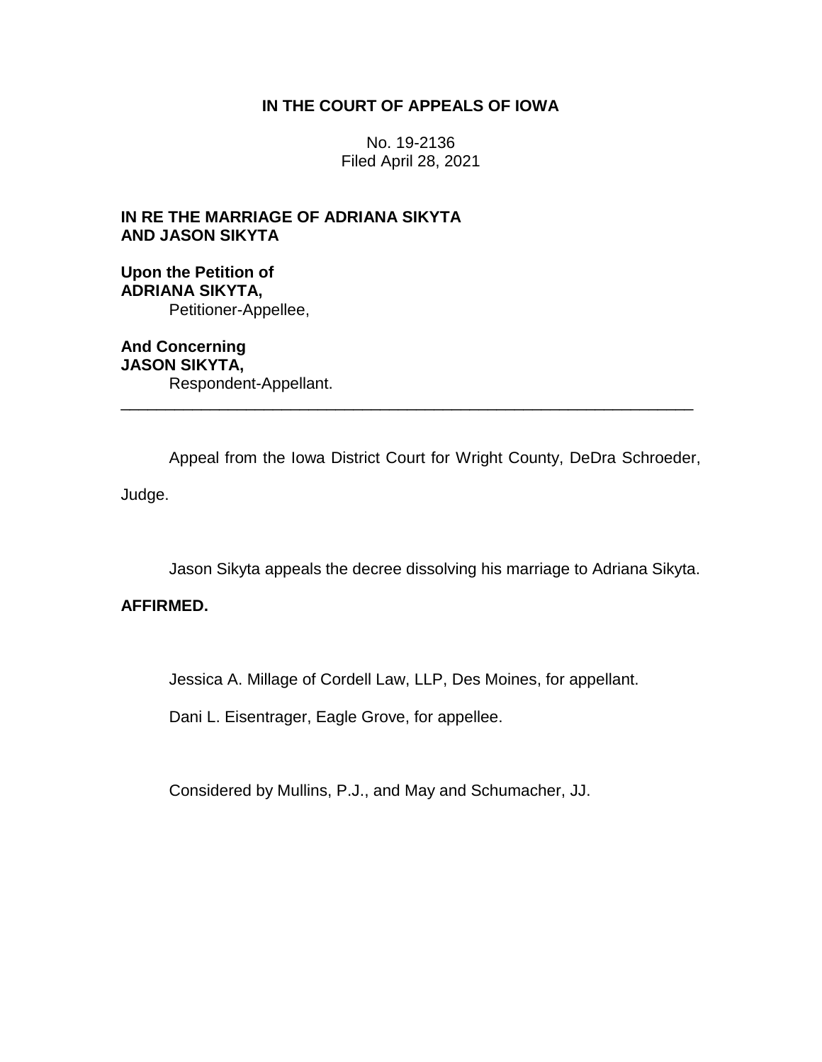**IN THE COURT OF APPEALS OF IOWA**

No. 19-2136
Filed April 28, 2021

**IN RE THE MARRIAGE OF ADRIANA SIKYTA AND JASON SIKYTA**

**Upon the Petition of**
**ADRIANA SIKYTA,**
Petitioner-Appellee,

**And Concerning**
**JASON SIKYTA,**
Respondent-Appellant.

---

Appeal from the Iowa District Court for Wright County, DeDra Schroeder, Judge.

Jason Sikyta appeals the decree dissolving his marriage to Adriana Sikyta.

**AFFIRMED.**

Jessica A. Millage of Cordell Law, LLP, Des Moines, for appellant.

Dani L. Eisentrager, Eagle Grove, for appellee.

Considered by Mullins, P.J., and May and Schumacher, JJ.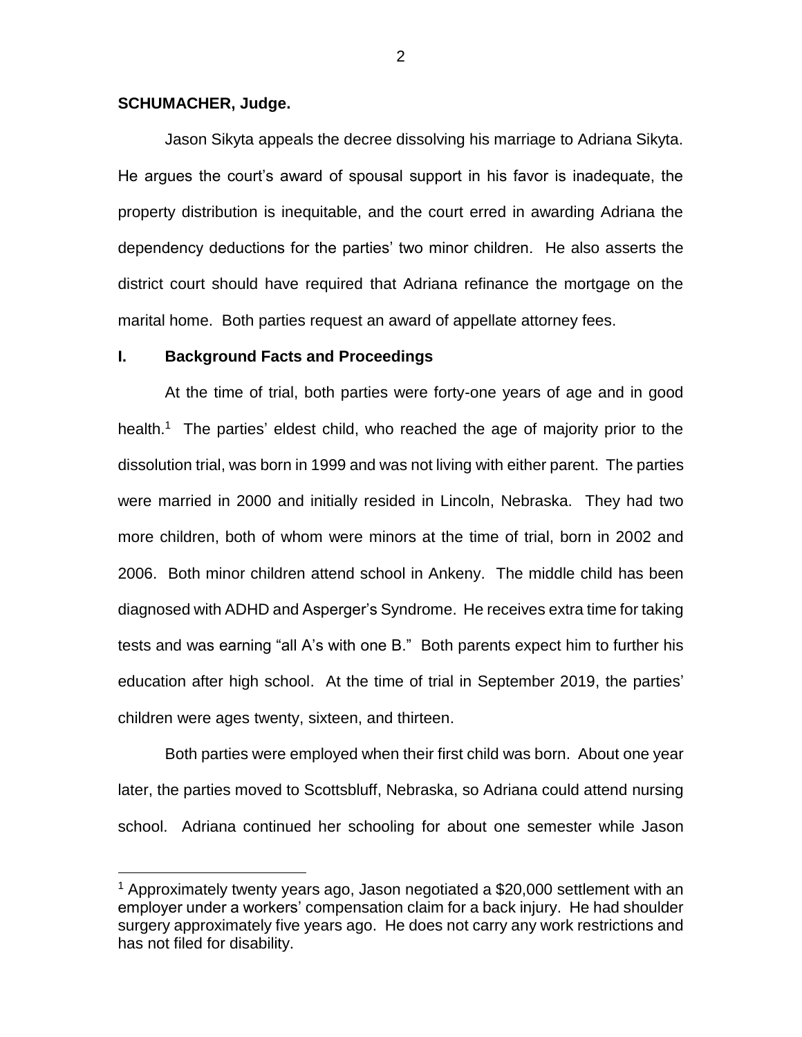**SCHUMACHER, Judge.**

Jason Sikyta appeals the decree dissolving his marriage to Adriana Sikyta. He argues the court's award of spousal support in his favor is inadequate, the property distribution is inequitable, and the court erred in awarding Adriana the dependency deductions for the parties' two minor children. He also asserts the district court should have required that Adriana refinance the mortgage on the marital home. Both parties request an award of appellate attorney fees.

## I. Background Facts and Proceedings

At the time of trial, both parties were forty-one years of age and in good health.[1] The parties' eldest child, who reached the age of majority prior to the dissolution trial, was born in 1999 and was not living with either parent. The parties were married in 2000 and initially resided in Lincoln, Nebraska. They had two more children, both of whom were minors at the time of trial, born in 2002 and 2006. Both minor children attend school in Ankeny. The middle child has been diagnosed with ADHD and Asperger's Syndrome. He receives extra time for taking tests and was earning "all A's with one B." Both parents expect him to further his education after high school. At the time of trial in September 2019, the parties' children were ages twenty, sixteen, and thirteen.

Both parties were employed when their first child was born. About one year later, the parties moved to Scottsbluff, Nebraska, so Adriana could attend nursing school. Adriana continued her schooling for about one semester while Jason

[1] Approximately twenty years ago, Jason negotiated a $20,000 settlement with an employer under a workers' compensation claim for a back injury. He had shoulder surgery approximately five years ago. He does not carry any work restrictions and has not filed for disability.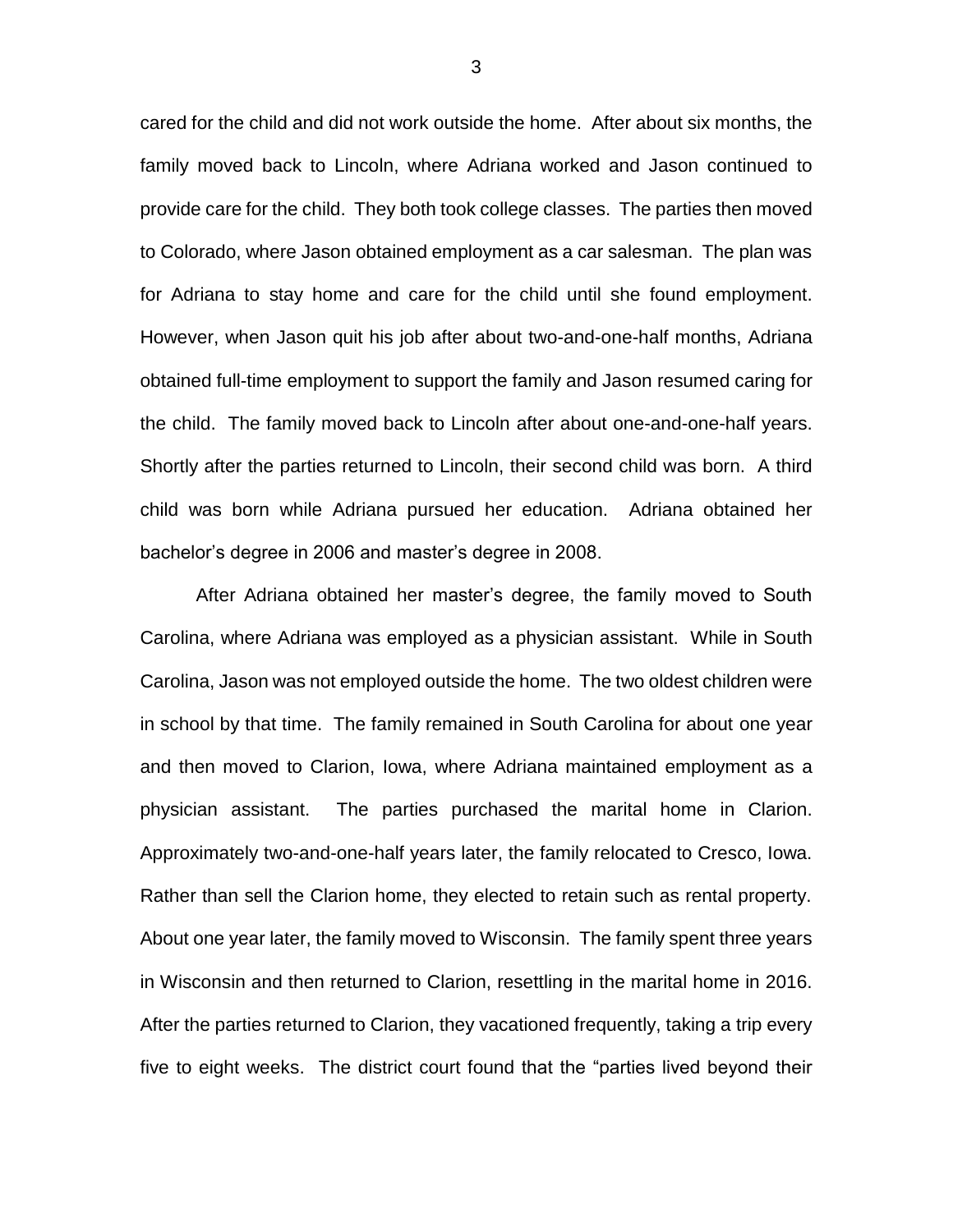cared for the child and did not work outside the home. After about six months, the family moved back to Lincoln, where Adriana worked and Jason continued to provide care for the child. They both took college classes. The parties then moved to Colorado, where Jason obtained employment as a car salesman. The plan was for Adriana to stay home and care for the child until she found employment. However, when Jason quit his job after about two-and-one-half months, Adriana obtained full-time employment to support the family and Jason resumed caring for the child. The family moved back to Lincoln after about one-and-one-half years. Shortly after the parties returned to Lincoln, their second child was born. A third child was born while Adriana pursued her education. Adriana obtained her bachelor's degree in 2006 and master's degree in 2008.

After Adriana obtained her master's degree, the family moved to South Carolina, where Adriana was employed as a physician assistant. While in South Carolina, Jason was not employed outside the home. The two oldest children were in school by that time. The family remained in South Carolina for about one year and then moved to Clarion, Iowa, where Adriana maintained employment as a physician assistant. The parties purchased the marital home in Clarion. Approximately two-and-one-half years later, the family relocated to Cresco, Iowa. Rather than sell the Clarion home, they elected to retain such as rental property. About one year later, the family moved to Wisconsin. The family spent three years in Wisconsin and then returned to Clarion, resettling in the marital home in 2016. After the parties returned to Clarion, they vacationed frequently, taking a trip every five to eight weeks. The district court found that the "parties lived beyond their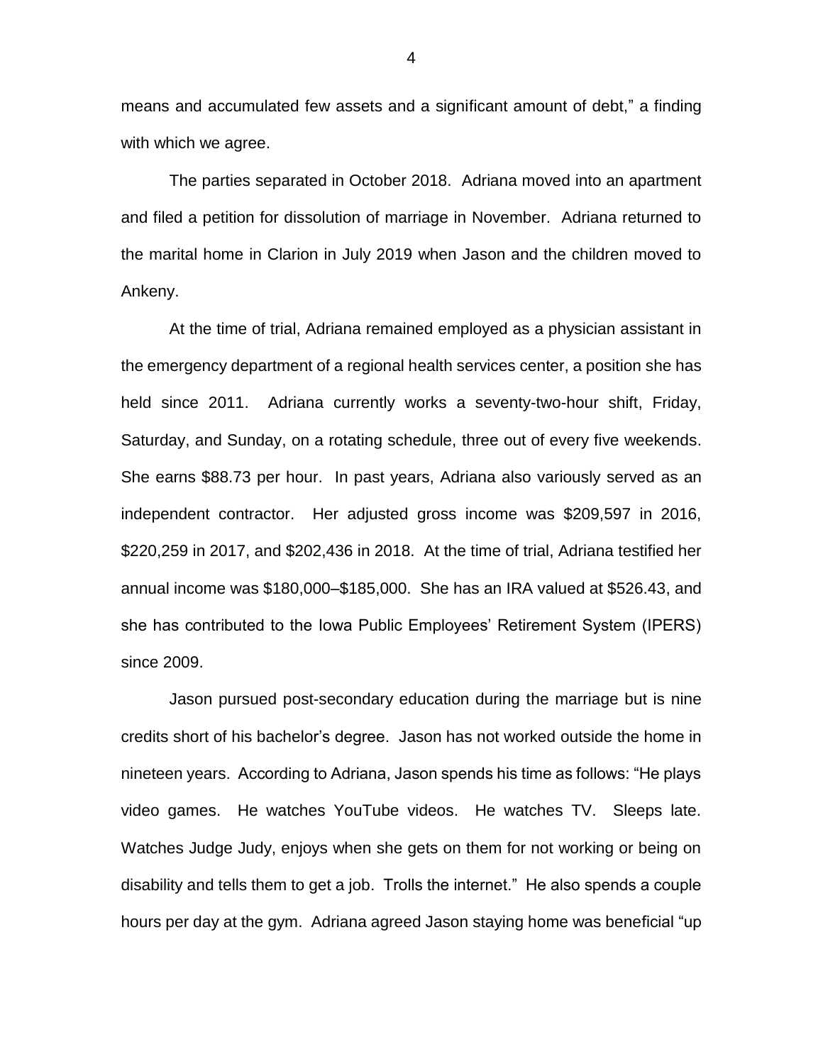means and accumulated few assets and a significant amount of debt," a finding with which we agree.

The parties separated in October 2018. Adriana moved into an apartment and filed a petition for dissolution of marriage in November. Adriana returned to the marital home in Clarion in July 2019 when Jason and the children moved to Ankeny.

At the time of trial, Adriana remained employed as a physician assistant in the emergency department of a regional health services center, a position she has held since 2011. Adriana currently works a seventy-two-hour shift, Friday, Saturday, and Sunday, on a rotating schedule, three out of every five weekends. She earns $88.73 per hour. In past years, Adriana also variously served as an independent contractor. Her adjusted gross income was $209,597 in 2016, $220,259 in 2017, and $202,436 in 2018. At the time of trial, Adriana testified her annual income was $180,000–$185,000. She has an IRA valued at $526.43, and she has contributed to the Iowa Public Employees' Retirement System (IPERS) since 2009.

Jason pursued post-secondary education during the marriage but is nine credits short of his bachelor's degree. Jason has not worked outside the home in nineteen years. According to Adriana, Jason spends his time as follows: "He plays video games. He watches YouTube videos. He watches TV. Sleeps late. Watches Judge Judy, enjoys when she gets on them for not working or being on disability and tells them to get a job. Trolls the internet." He also spends a couple hours per day at the gym. Adriana agreed Jason staying home was beneficial "up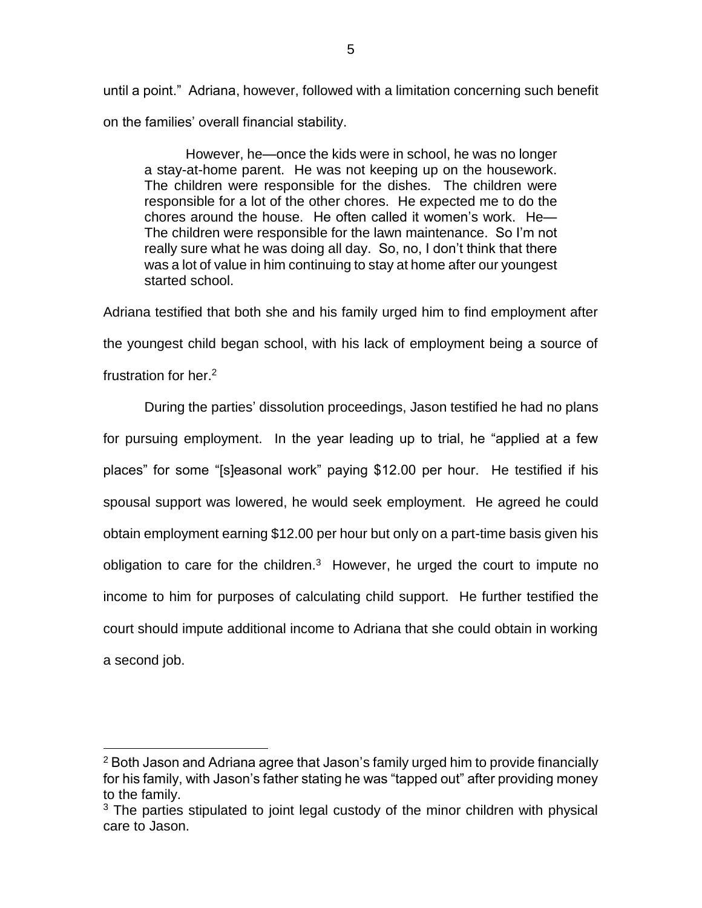until a point." Adriana, however, followed with a limitation concerning such benefit on the families' overall financial stability.

> However, he—once the kids were in school, he was no longer a stay-at-home parent. He was not keeping up on the housework. The children were responsible for the dishes. The children were responsible for a lot of the other chores. He expected me to do the chores around the house. He often called it women's work. He— The children were responsible for the lawn maintenance. So I'm not really sure what he was doing all day. So, no, I don't think that there was a lot of value in him continuing to stay at home after our youngest started school.

Adriana testified that both she and his family urged him to find employment after the youngest child began school, with his lack of employment being a source of frustration for her.[2]

During the parties' dissolution proceedings, Jason testified he had no plans for pursuing employment. In the year leading up to trial, he "applied at a few places" for some "[s]easonal work" paying $12.00 per hour. He testified if his spousal support was lowered, he would seek employment. He agreed he could obtain employment earning $12.00 per hour but only on a part-time basis given his obligation to care for the children.[3] However, he urged the court to impute no income to him for purposes of calculating child support. He further testified the court should impute additional income to Adriana that she could obtain in working a second job.

---

[2] Both Jason and Adriana agree that Jason's family urged him to provide financially for his family, with Jason's father stating he was "tapped out" after providing money to the family.

[3] The parties stipulated to joint legal custody of the minor children with physical care to Jason.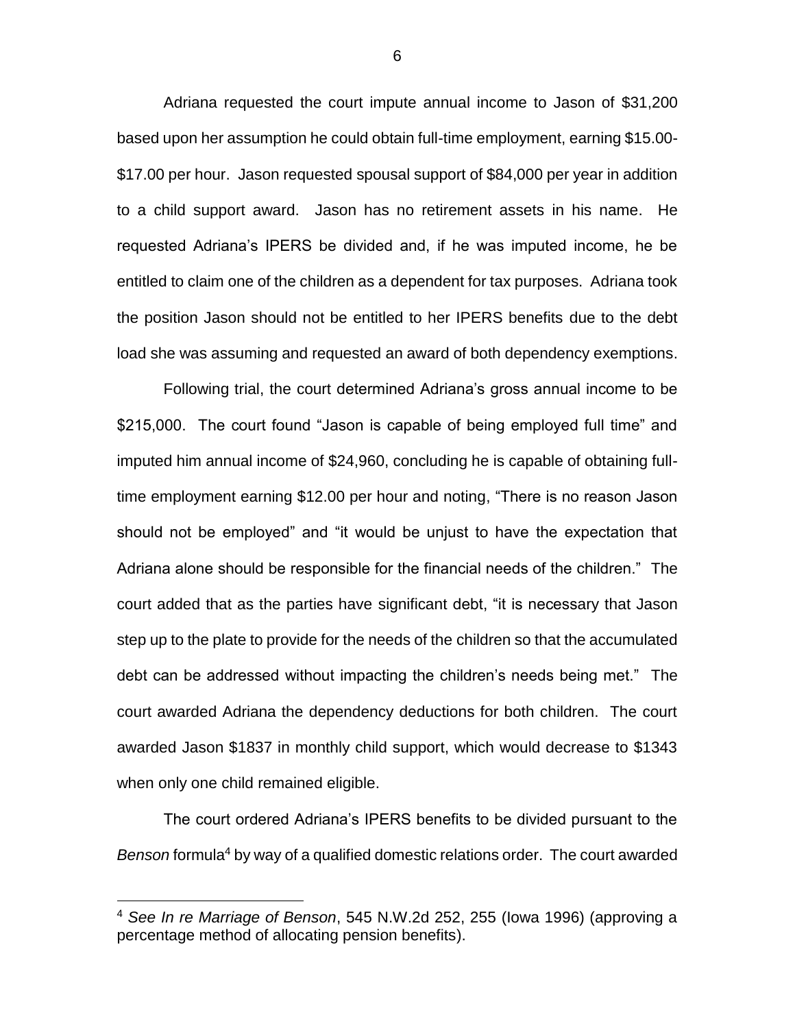Adriana requested the court impute annual income to Jason of $31,200 based upon her assumption he could obtain full-time employment, earning $15.00-$17.00 per hour. Jason requested spousal support of $84,000 per year in addition to a child support award. Jason has no retirement assets in his name. He requested Adriana's IPERS be divided and, if he was imputed income, he be entitled to claim one of the children as a dependent for tax purposes. Adriana took the position Jason should not be entitled to her IPERS benefits due to the debt load she was assuming and requested an award of both dependency exemptions.

Following trial, the court determined Adriana's gross annual income to be $215,000. The court found "Jason is capable of being employed full time" and imputed him annual income of $24,960, concluding he is capable of obtaining full-time employment earning $12.00 per hour and noting, "There is no reason Jason should not be employed" and "it would be unjust to have the expectation that Adriana alone should be responsible for the financial needs of the children." The court added that as the parties have significant debt, "it is necessary that Jason step up to the plate to provide for the needs of the children so that the accumulated debt can be addressed without impacting the children's needs being met." The court awarded Adriana the dependency deductions for both children. The court awarded Jason $1837 in monthly child support, which would decrease to $1343 when only one child remained eligible.

The court ordered Adriana's IPERS benefits to be divided pursuant to the *Benson* formula[4] by way of a qualified domestic relations order. The court awarded

[4] *See In re Marriage of Benson*, 545 N.W.2d 252, 255 (Iowa 1996) (approving a percentage method of allocating pension benefits).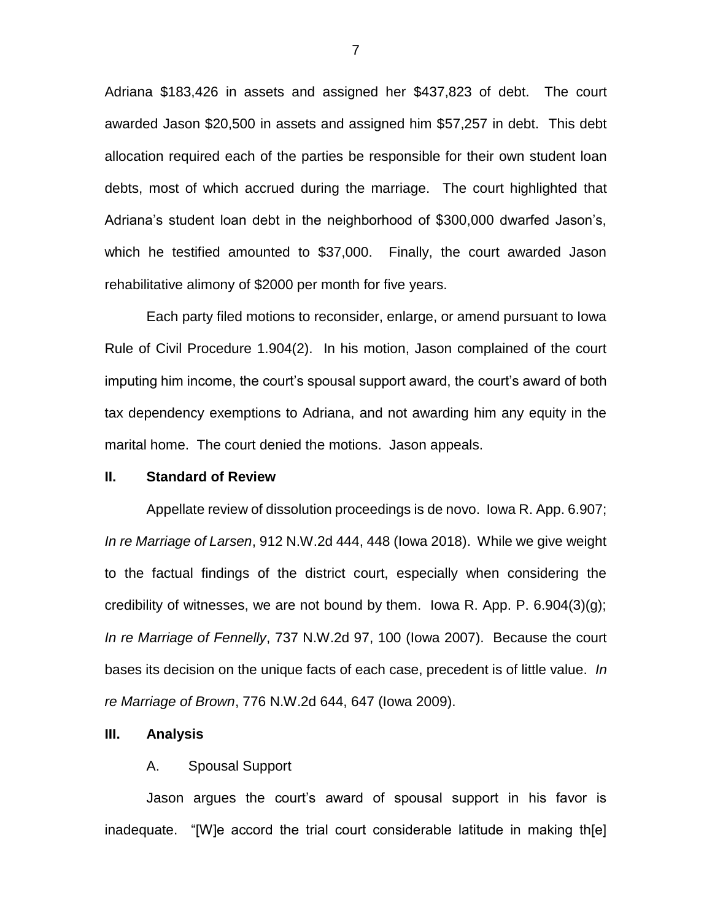Adriana $183,426 in assets and assigned her $437,823 of debt. The court awarded Jason $20,500 in assets and assigned him $57,257 in debt. This debt allocation required each of the parties be responsible for their own student loan debts, most of which accrued during the marriage. The court highlighted that Adriana's student loan debt in the neighborhood of $300,000 dwarfed Jason's, which he testified amounted to $37,000. Finally, the court awarded Jason rehabilitative alimony of $2000 per month for five years.

Each party filed motions to reconsider, enlarge, or amend pursuant to Iowa Rule of Civil Procedure 1.904(2). In his motion, Jason complained of the court imputing him income, the court's spousal support award, the court's award of both tax dependency exemptions to Adriana, and not awarding him any equity in the marital home. The court denied the motions. Jason appeals.

## II. Standard of Review

Appellate review of dissolution proceedings is de novo. Iowa R. App. 6.907; *In re Marriage of Larsen*, 912 N.W.2d 444, 448 (Iowa 2018). While we give weight to the factual findings of the district court, especially when considering the credibility of witnesses, we are not bound by them. Iowa R. App. P. 6.904(3)(g); *In re Marriage of Fennelly*, 737 N.W.2d 97, 100 (Iowa 2007). Because the court bases its decision on the unique facts of each case, precedent is of little value. *In re Marriage of Brown*, 776 N.W.2d 644, 647 (Iowa 2009).

## III. Analysis

### A. Spousal Support

Jason argues the court's award of spousal support in his favor is inadequate. "[W]e accord the trial court considerable latitude in making th[e]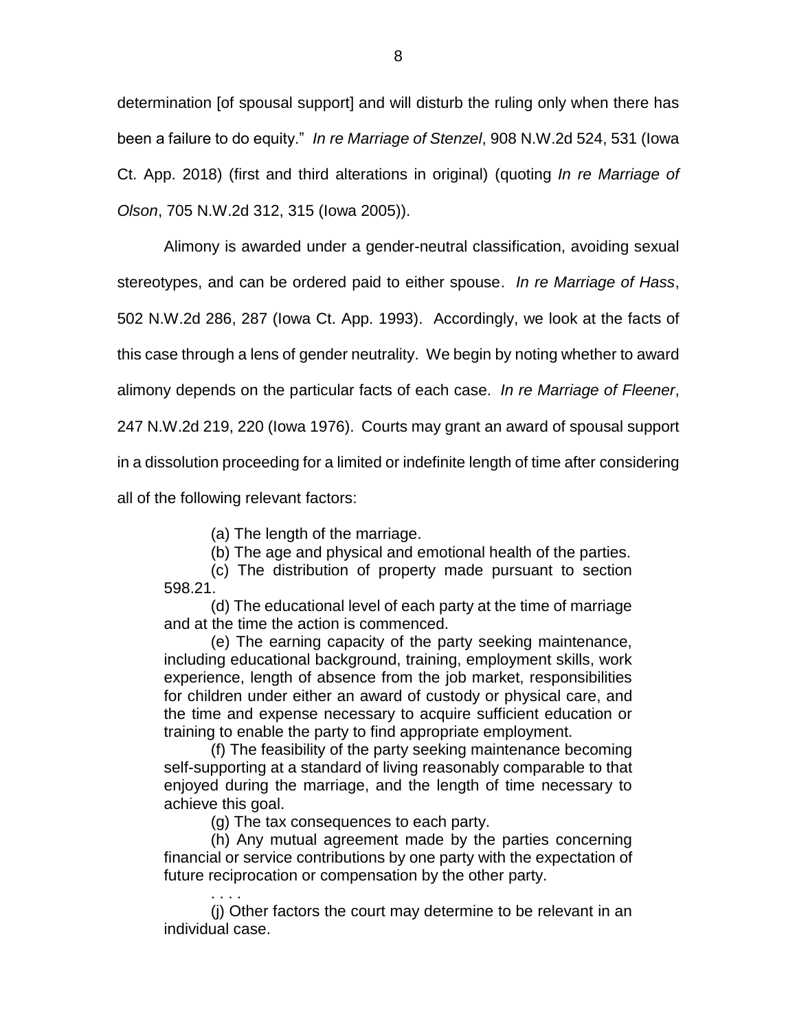determination [of spousal support] and will disturb the ruling only when there has been a failure to do equity." *In re Marriage of Stenzel*, 908 N.W.2d 524, 531 (Iowa Ct. App. 2018) (first and third alterations in original) (quoting *In re Marriage of Olson*, 705 N.W.2d 312, 315 (Iowa 2005)).

Alimony is awarded under a gender-neutral classification, avoiding sexual stereotypes, and can be ordered paid to either spouse. *In re Marriage of Hass*, 502 N.W.2d 286, 287 (Iowa Ct. App. 1993). Accordingly, we look at the facts of this case through a lens of gender neutrality. We begin by noting whether to award alimony depends on the particular facts of each case. *In re Marriage of Fleener*, 247 N.W.2d 219, 220 (Iowa 1976). Courts may grant an award of spousal support in a dissolution proceeding for a limited or indefinite length of time after considering all of the following relevant factors:

> (a) The length of the marriage.
>
> (b) The age and physical and emotional health of the parties.
>
> (c) The distribution of property made pursuant to section 598.21.
>
> (d) The educational level of each party at the time of marriage and at the time the action is commenced.
>
> (e) The earning capacity of the party seeking maintenance, including educational background, training, employment skills, work experience, length of absence from the job market, responsibilities for children under either an award of custody or physical care, and the time and expense necessary to acquire sufficient education or training to enable the party to find appropriate employment.
>
> (f) The feasibility of the party seeking maintenance becoming self-supporting at a standard of living reasonably comparable to that enjoyed during the marriage, and the length of time necessary to achieve this goal.
>
> (g) The tax consequences to each party.
>
> (h) Any mutual agreement made by the parties concerning financial or service contributions by one party with the expectation of future reciprocation or compensation by the other party.
>
> . . . .
>
> (j) Other factors the court may determine to be relevant in an individual case.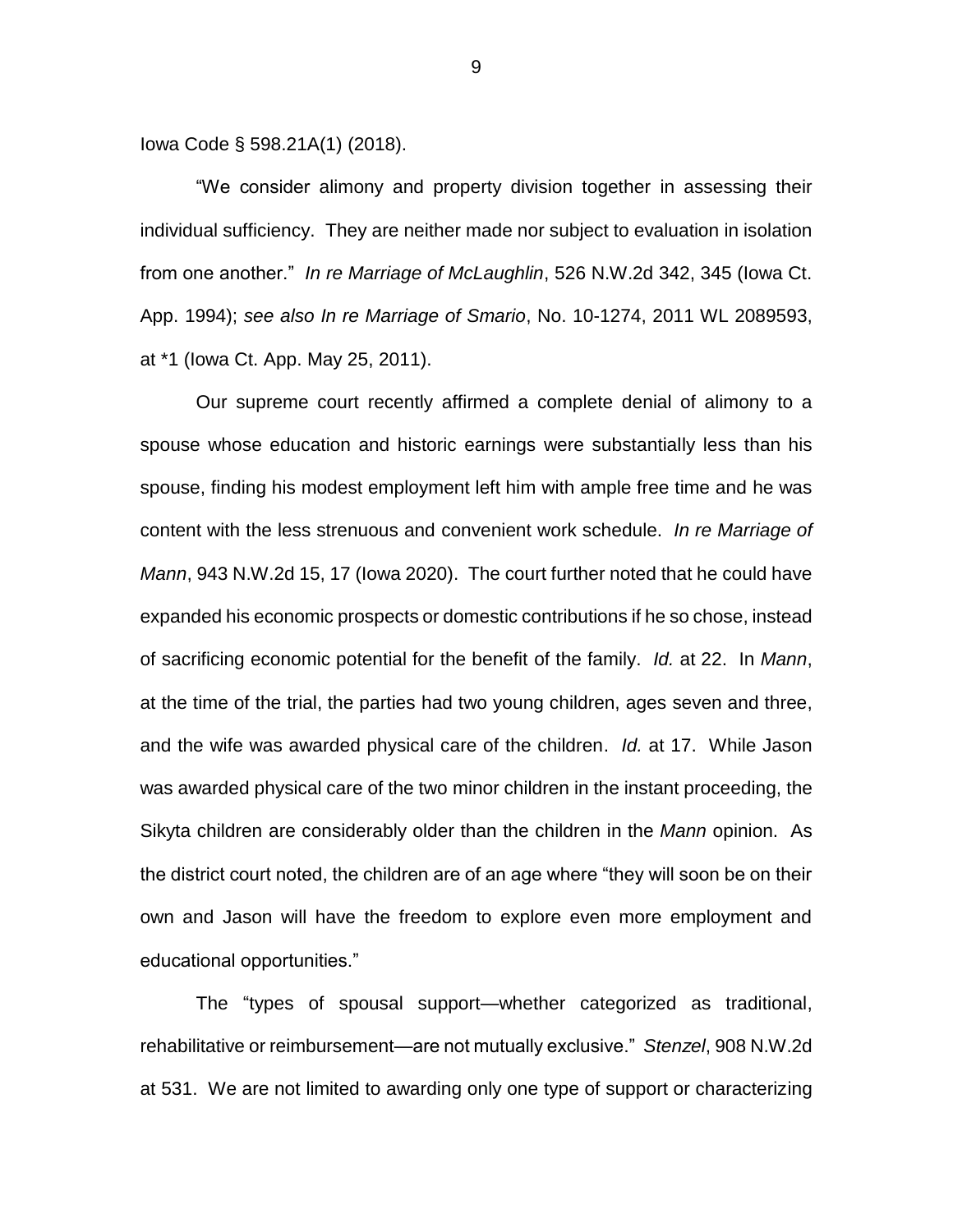Iowa Code § 598.21A(1) (2018).

"We consider alimony and property division together in assessing their individual sufficiency. They are neither made nor subject to evaluation in isolation from one another." *In re Marriage of McLaughlin*, 526 N.W.2d 342, 345 (Iowa Ct. App. 1994); *see also In re Marriage of Smario*, No. 10-1274, 2011 WL 2089593, at *1 (Iowa Ct. App. May 25, 2011).

Our supreme court recently affirmed a complete denial of alimony to a spouse whose education and historic earnings were substantially less than his spouse, finding his modest employment left him with ample free time and he was content with the less strenuous and convenient work schedule. *In re Marriage of Mann*, 943 N.W.2d 15, 17 (Iowa 2020). The court further noted that he could have expanded his economic prospects or domestic contributions if he so chose, instead of sacrificing economic potential for the benefit of the family. *Id.* at 22. In *Mann*, at the time of the trial, the parties had two young children, ages seven and three, and the wife was awarded physical care of the children. *Id.* at 17. While Jason was awarded physical care of the two minor children in the instant proceeding, the Sikyta children are considerably older than the children in the *Mann* opinion. As the district court noted, the children are of an age where "they will soon be on their own and Jason will have the freedom to explore even more employment and educational opportunities."

The "types of spousal support—whether categorized as traditional, rehabilitative or reimbursement—are not mutually exclusive." *Stenzel*, 908 N.W.2d at 531. We are not limited to awarding only one type of support or characterizing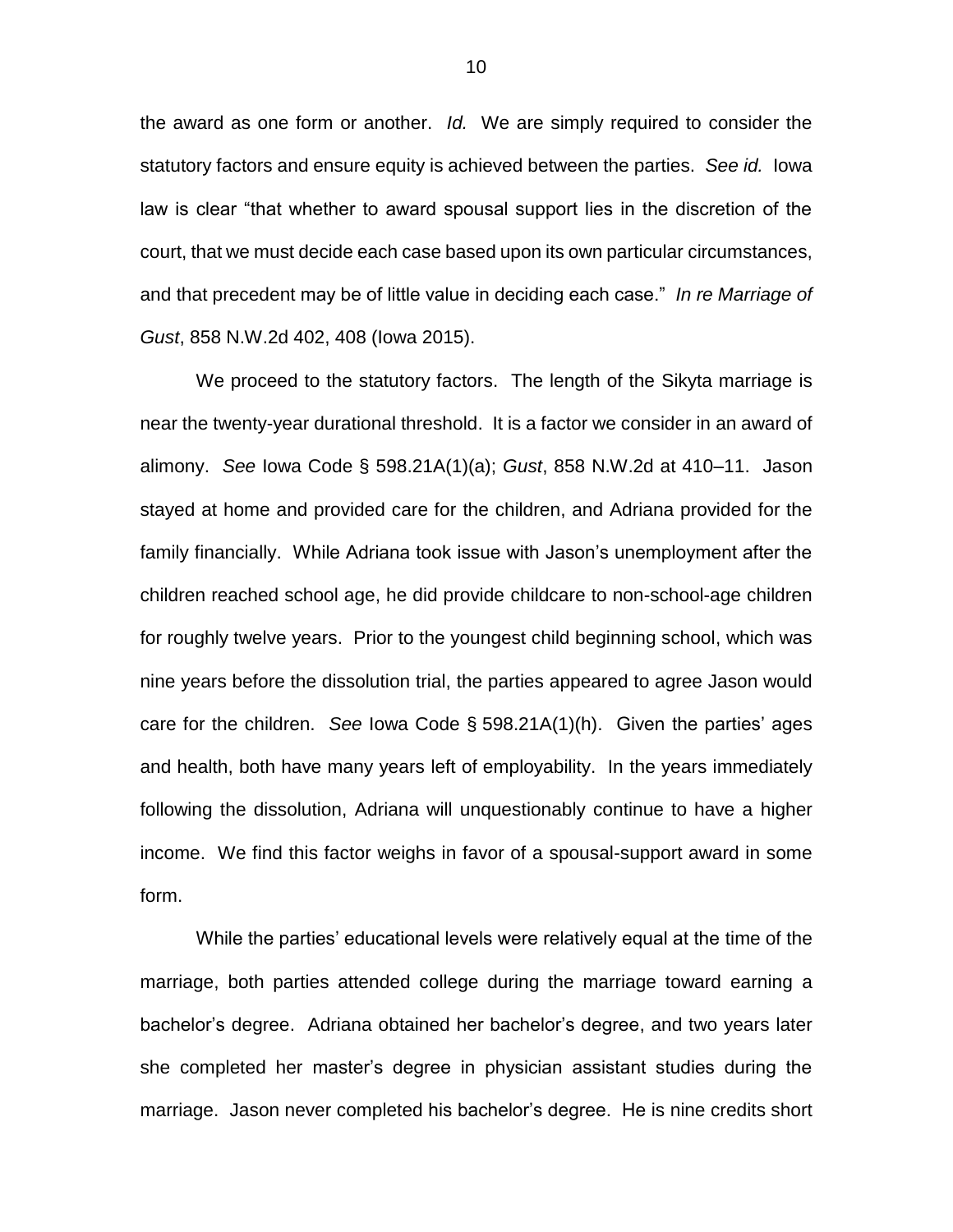the award as one form or another. *Id.* We are simply required to consider the statutory factors and ensure equity is achieved between the parties. *See id.* Iowa law is clear "that whether to award spousal support lies in the discretion of the court, that we must decide each case based upon its own particular circumstances, and that precedent may be of little value in deciding each case." *In re Marriage of Gust*, 858 N.W.2d 402, 408 (Iowa 2015).

We proceed to the statutory factors. The length of the Sikyta marriage is near the twenty-year durational threshold. It is a factor we consider in an award of alimony. *See* Iowa Code § 598.21A(1)(a); *Gust*, 858 N.W.2d at 410–11. Jason stayed at home and provided care for the children, and Adriana provided for the family financially. While Adriana took issue with Jason's unemployment after the children reached school age, he did provide childcare to non-school-age children for roughly twelve years. Prior to the youngest child beginning school, which was nine years before the dissolution trial, the parties appeared to agree Jason would care for the children. *See* Iowa Code § 598.21A(1)(h). Given the parties' ages and health, both have many years left of employability. In the years immediately following the dissolution, Adriana will unquestionably continue to have a higher income. We find this factor weighs in favor of a spousal-support award in some form.

While the parties' educational levels were relatively equal at the time of the marriage, both parties attended college during the marriage toward earning a bachelor's degree. Adriana obtained her bachelor's degree, and two years later she completed her master's degree in physician assistant studies during the marriage. Jason never completed his bachelor's degree. He is nine credits short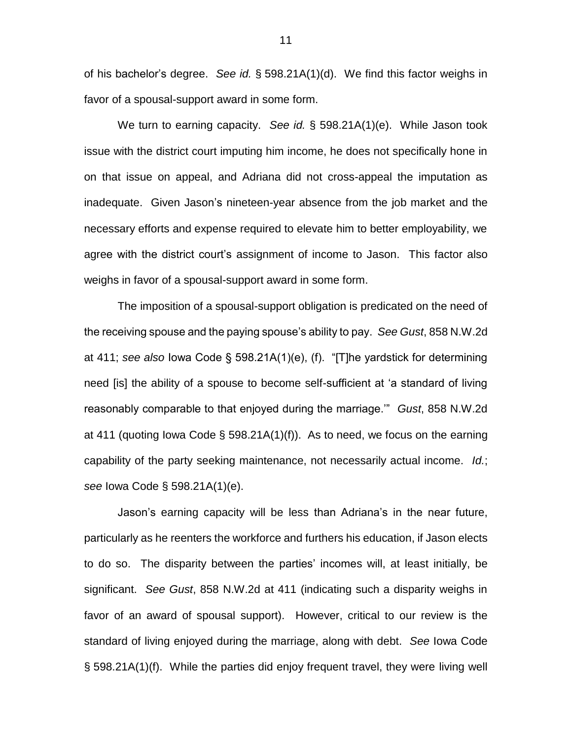of his bachelor's degree. *See id.* § 598.21A(1)(d). We find this factor weighs in favor of a spousal-support award in some form.

We turn to earning capacity. *See id.* § 598.21A(1)(e). While Jason took issue with the district court imputing him income, he does not specifically hone in on that issue on appeal, and Adriana did not cross-appeal the imputation as inadequate. Given Jason's nineteen-year absence from the job market and the necessary efforts and expense required to elevate him to better employability, we agree with the district court's assignment of income to Jason. This factor also weighs in favor of a spousal-support award in some form.

The imposition of a spousal-support obligation is predicated on the need of the receiving spouse and the paying spouse's ability to pay. *See Gust*, 858 N.W.2d at 411; *see also* Iowa Code § 598.21A(1)(e), (f). "[T]he yardstick for determining need [is] the ability of a spouse to become self-sufficient at 'a standard of living reasonably comparable to that enjoyed during the marriage.'" *Gust*, 858 N.W.2d at 411 (quoting Iowa Code § 598.21A(1)(f)). As to need, we focus on the earning capability of the party seeking maintenance, not necessarily actual income. *Id.*; *see* Iowa Code § 598.21A(1)(e).

Jason's earning capacity will be less than Adriana's in the near future, particularly as he reenters the workforce and furthers his education, if Jason elects to do so. The disparity between the parties' incomes will, at least initially, be significant. *See Gust*, 858 N.W.2d at 411 (indicating such a disparity weighs in favor of an award of spousal support). However, critical to our review is the standard of living enjoyed during the marriage, along with debt. *See* Iowa Code § 598.21A(1)(f). While the parties did enjoy frequent travel, they were living well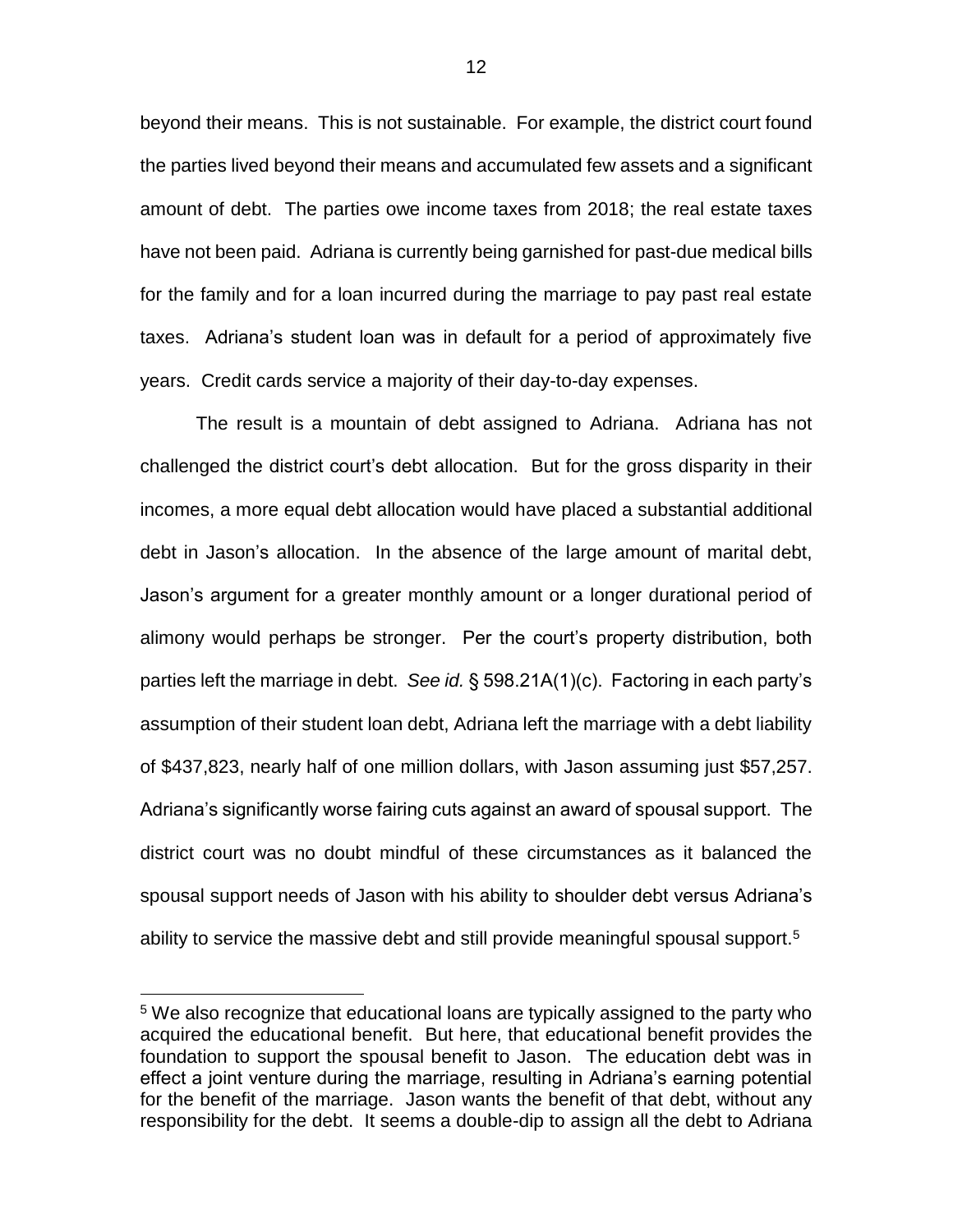beyond their means. This is not sustainable. For example, the district court found the parties lived beyond their means and accumulated few assets and a significant amount of debt. The parties owe income taxes from 2018; the real estate taxes have not been paid. Adriana is currently being garnished for past-due medical bills for the family and for a loan incurred during the marriage to pay past real estate taxes. Adriana's student loan was in default for a period of approximately five years. Credit cards service a majority of their day-to-day expenses.

The result is a mountain of debt assigned to Adriana. Adriana has not challenged the district court's debt allocation. But for the gross disparity in their incomes, a more equal debt allocation would have placed a substantial additional debt in Jason's allocation. In the absence of the large amount of marital debt, Jason's argument for a greater monthly amount or a longer durational period of alimony would perhaps be stronger. Per the court's property distribution, both parties left the marriage in debt. *See id.* § 598.21A(1)(c). Factoring in each party's assumption of their student loan debt, Adriana left the marriage with a debt liability of $437,823, nearly half of one million dollars, with Jason assuming just $57,257. Adriana's significantly worse fairing cuts against an award of spousal support. The district court was no doubt mindful of these circumstances as it balanced the spousal support needs of Jason with his ability to shoulder debt versus Adriana's ability to service the massive debt and still provide meaningful spousal support.[5]

[5] We also recognize that educational loans are typically assigned to the party who acquired the educational benefit. But here, that educational benefit provides the foundation to support the spousal benefit to Jason. The education debt was in effect a joint venture during the marriage, resulting in Adriana's earning potential for the benefit of the marriage. Jason wants the benefit of that debt, without any responsibility for the debt. It seems a double-dip to assign all the debt to Adriana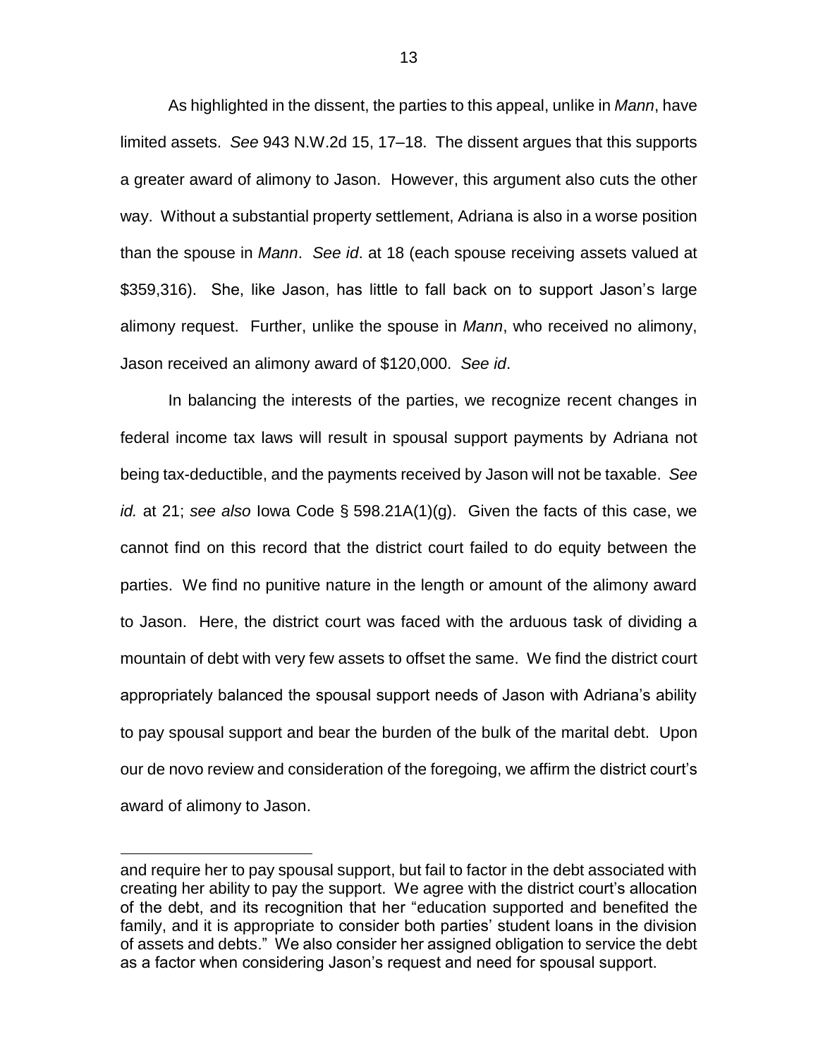As highlighted in the dissent, the parties to this appeal, unlike in *Mann*, have limited assets. *See* 943 N.W.2d 15, 17–18. The dissent argues that this supports a greater award of alimony to Jason. However, this argument also cuts the other way. Without a substantial property settlement, Adriana is also in a worse position than the spouse in *Mann*. *See id*. at 18 (each spouse receiving assets valued at $359,316). She, like Jason, has little to fall back on to support Jason's large alimony request. Further, unlike the spouse in *Mann*, who received no alimony, Jason received an alimony award of $120,000. *See id*.

In balancing the interests of the parties, we recognize recent changes in federal income tax laws will result in spousal support payments by Adriana not being tax-deductible, and the payments received by Jason will not be taxable. *See id.* at 21; *see also* Iowa Code § 598.21A(1)(g). Given the facts of this case, we cannot find on this record that the district court failed to do equity between the parties. We find no punitive nature in the length or amount of the alimony award to Jason. Here, the district court was faced with the arduous task of dividing a mountain of debt with very few assets to offset the same. We find the district court appropriately balanced the spousal support needs of Jason with Adriana's ability to pay spousal support and bear the burden of the bulk of the marital debt. Upon our de novo review and consideration of the foregoing, we affirm the district court's award of alimony to Jason.

---

and require her to pay spousal support, but fail to factor in the debt associated with creating her ability to pay the support. We agree with the district court's allocation of the debt, and its recognition that her "education supported and benefited the family, and it is appropriate to consider both parties' student loans in the division of assets and debts." We also consider her assigned obligation to service the debt as a factor when considering Jason's request and need for spousal support.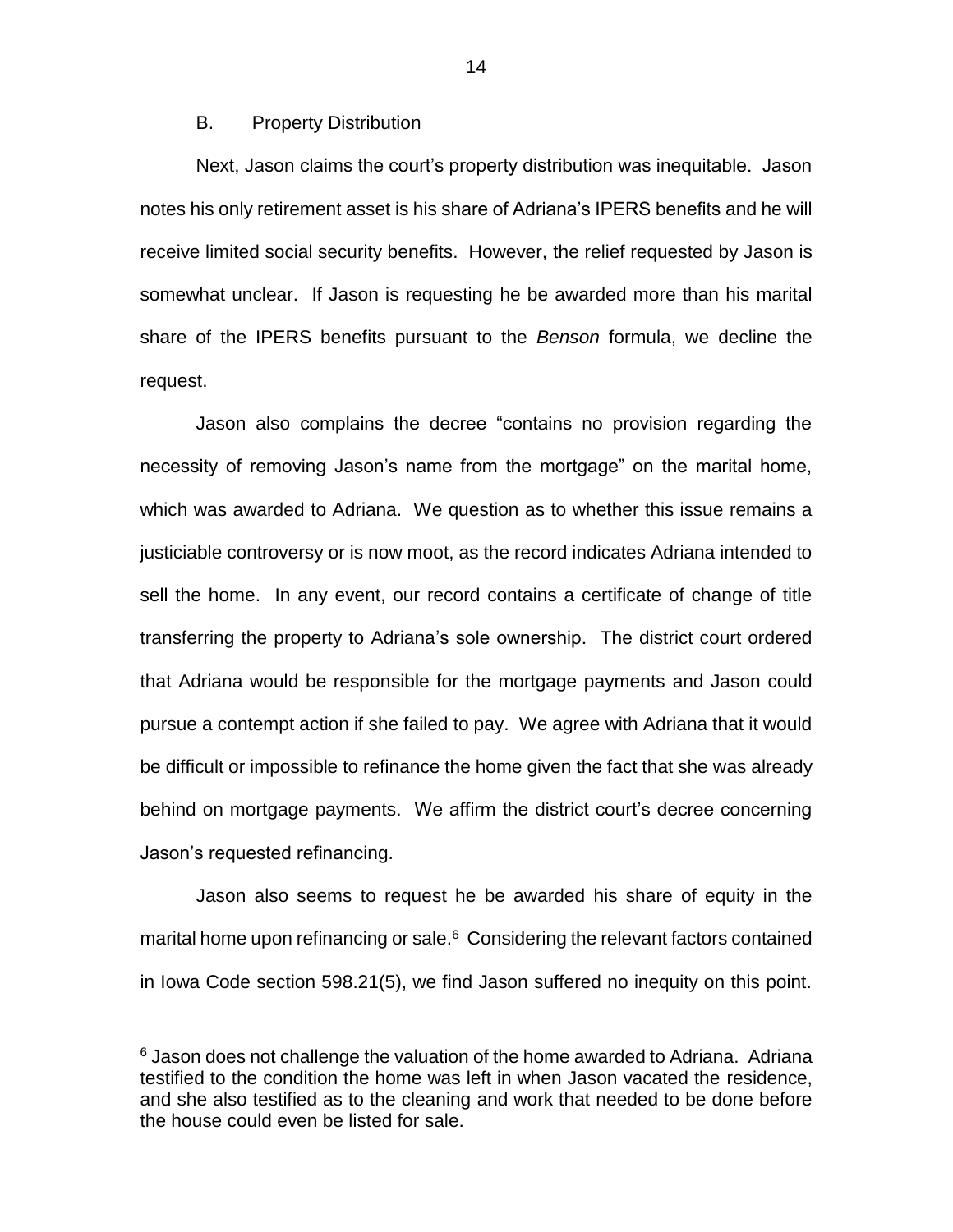### B. Property Distribution

Next, Jason claims the court's property distribution was inequitable. Jason notes his only retirement asset is his share of Adriana's IPERS benefits and he will receive limited social security benefits. However, the relief requested by Jason is somewhat unclear. If Jason is requesting he be awarded more than his marital share of the IPERS benefits pursuant to the *Benson* formula, we decline the request.

Jason also complains the decree "contains no provision regarding the necessity of removing Jason's name from the mortgage" on the marital home, which was awarded to Adriana. We question as to whether this issue remains a justiciable controversy or is now moot, as the record indicates Adriana intended to sell the home. In any event, our record contains a certificate of change of title transferring the property to Adriana's sole ownership. The district court ordered that Adriana would be responsible for the mortgage payments and Jason could pursue a contempt action if she failed to pay. We agree with Adriana that it would be difficult or impossible to refinance the home given the fact that she was already behind on mortgage payments. We affirm the district court's decree concerning Jason's requested refinancing.

Jason also seems to request he be awarded his share of equity in the marital home upon refinancing or sale.[6] Considering the relevant factors contained in Iowa Code section 598.21(5), we find Jason suffered no inequity on this point.

---

[6] Jason does not challenge the valuation of the home awarded to Adriana. Adriana testified to the condition the home was left in when Jason vacated the residence, and she also testified as to the cleaning and work that needed to be done before the house could even be listed for sale.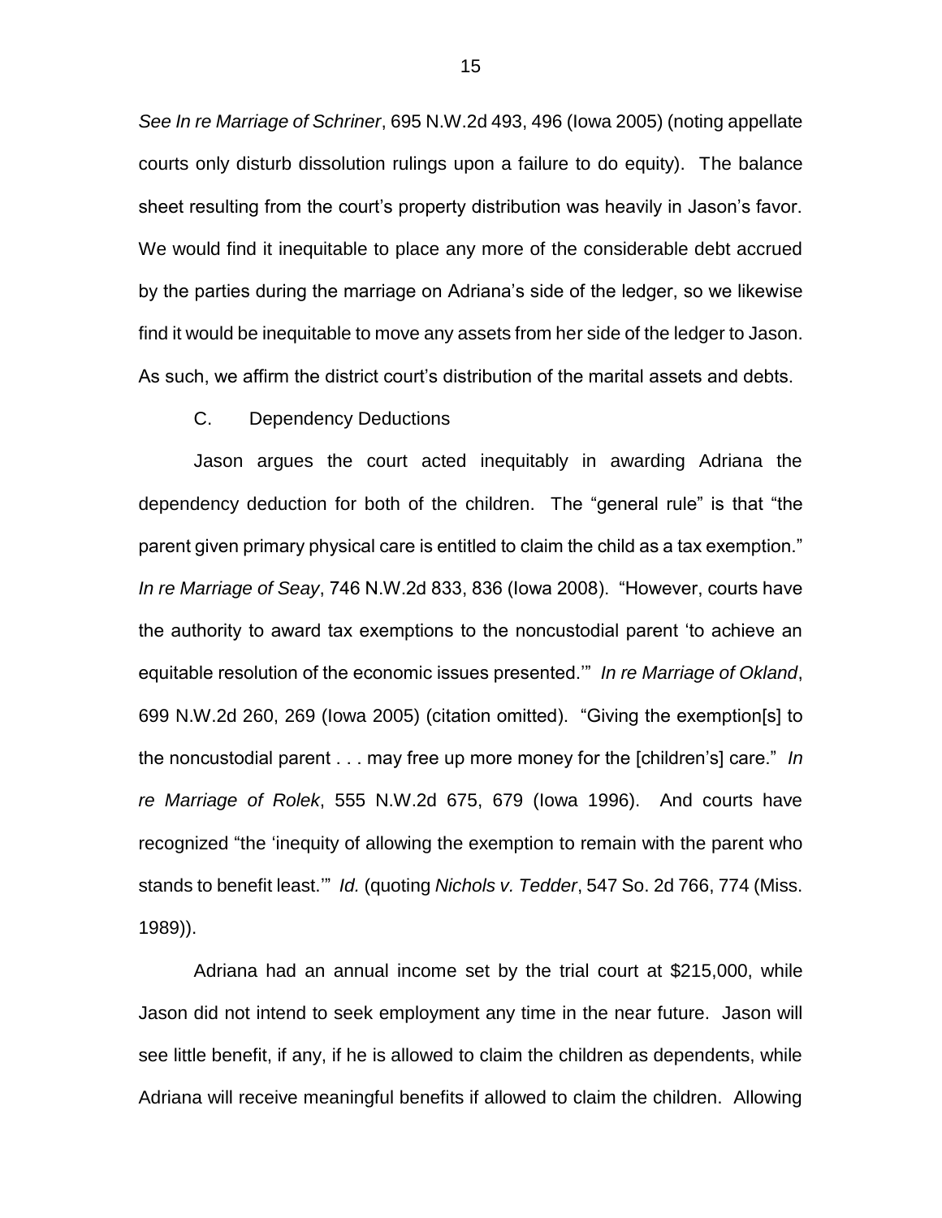*See In re Marriage of Schriner*, 695 N.W.2d 493, 496 (Iowa 2005) (noting appellate courts only disturb dissolution rulings upon a failure to do equity). The balance sheet resulting from the court's property distribution was heavily in Jason's favor. We would find it inequitable to place any more of the considerable debt accrued by the parties during the marriage on Adriana's side of the ledger, so we likewise find it would be inequitable to move any assets from her side of the ledger to Jason. As such, we affirm the district court's distribution of the marital assets and debts.

### C. Dependency Deductions

Jason argues the court acted inequitably in awarding Adriana the dependency deduction for both of the children. The "general rule" is that "the parent given primary physical care is entitled to claim the child as a tax exemption." *In re Marriage of Seay*, 746 N.W.2d 833, 836 (Iowa 2008). "However, courts have the authority to award tax exemptions to the noncustodial parent 'to achieve an equitable resolution of the economic issues presented.'" *In re Marriage of Okland*, 699 N.W.2d 260, 269 (Iowa 2005) (citation omitted). "Giving the exemption[s] to the noncustodial parent . . . may free up more money for the [children's] care." *In re Marriage of Rolek*, 555 N.W.2d 675, 679 (Iowa 1996). And courts have recognized "the 'inequity of allowing the exemption to remain with the parent who stands to benefit least.'" *Id.* (quoting *Nichols v. Tedder*, 547 So. 2d 766, 774 (Miss. 1989)).

Adriana had an annual income set by the trial court at $215,000, while Jason did not intend to seek employment any time in the near future. Jason will see little benefit, if any, if he is allowed to claim the children as dependents, while Adriana will receive meaningful benefits if allowed to claim the children. Allowing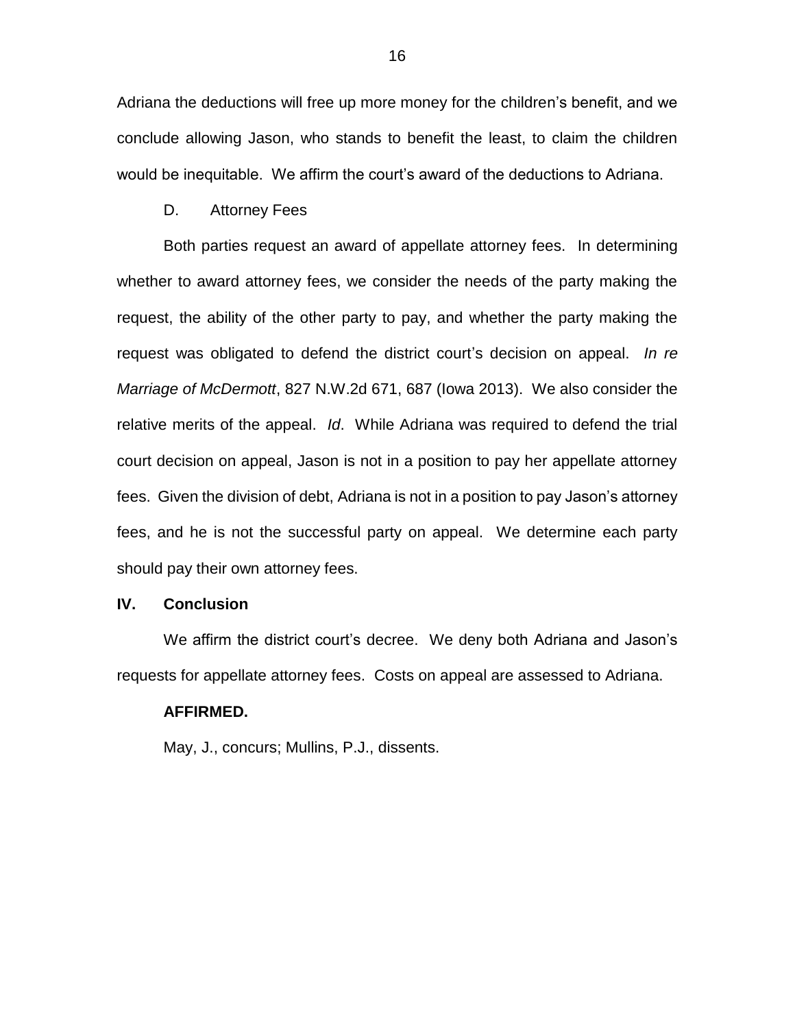Adriana the deductions will free up more money for the children's benefit, and we conclude allowing Jason, who stands to benefit the least, to claim the children would be inequitable. We affirm the court's award of the deductions to Adriana.

D. Attorney Fees

Both parties request an award of appellate attorney fees. In determining whether to award attorney fees, we consider the needs of the party making the request, the ability of the other party to pay, and whether the party making the request was obligated to defend the district court's decision on appeal. *In re Marriage of McDermott*, 827 N.W.2d 671, 687 (Iowa 2013). We also consider the relative merits of the appeal. *Id*. While Adriana was required to defend the trial court decision on appeal, Jason is not in a position to pay her appellate attorney fees. Given the division of debt, Adriana is not in a position to pay Jason's attorney fees, and he is not the successful party on appeal. We determine each party should pay their own attorney fees.

## IV. Conclusion

We affirm the district court's decree. We deny both Adriana and Jason's requests for appellate attorney fees. Costs on appeal are assessed to Adriana.

**AFFIRMED.**

May, J., concurs; Mullins, P.J., dissents.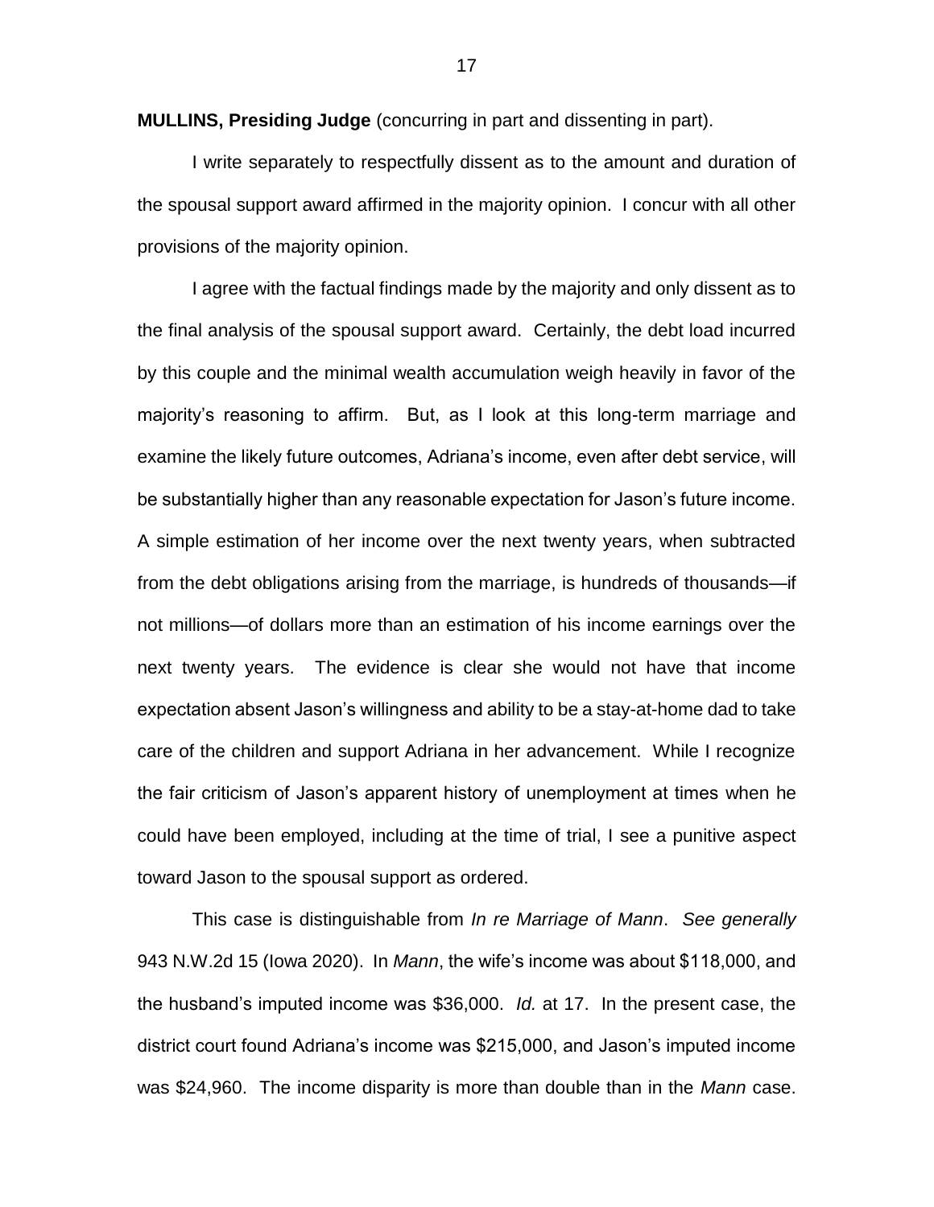**MULLINS, Presiding Judge** (concurring in part and dissenting in part).

I write separately to respectfully dissent as to the amount and duration of the spousal support award affirmed in the majority opinion. I concur with all other provisions of the majority opinion.

I agree with the factual findings made by the majority and only dissent as to the final analysis of the spousal support award. Certainly, the debt load incurred by this couple and the minimal wealth accumulation weigh heavily in favor of the majority's reasoning to affirm. But, as I look at this long-term marriage and examine the likely future outcomes, Adriana's income, even after debt service, will be substantially higher than any reasonable expectation for Jason's future income. A simple estimation of her income over the next twenty years, when subtracted from the debt obligations arising from the marriage, is hundreds of thousands—if not millions—of dollars more than an estimation of his income earnings over the next twenty years. The evidence is clear she would not have that income expectation absent Jason's willingness and ability to be a stay-at-home dad to take care of the children and support Adriana in her advancement. While I recognize the fair criticism of Jason's apparent history of unemployment at times when he could have been employed, including at the time of trial, I see a punitive aspect toward Jason to the spousal support as ordered.

This case is distinguishable from *In re Marriage of Mann*. *See generally* 943 N.W.2d 15 (Iowa 2020). In *Mann*, the wife's income was about $118,000, and the husband's imputed income was $36,000. *Id.* at 17. In the present case, the district court found Adriana's income was $215,000, and Jason's imputed income was $24,960. The income disparity is more than double than in the *Mann* case.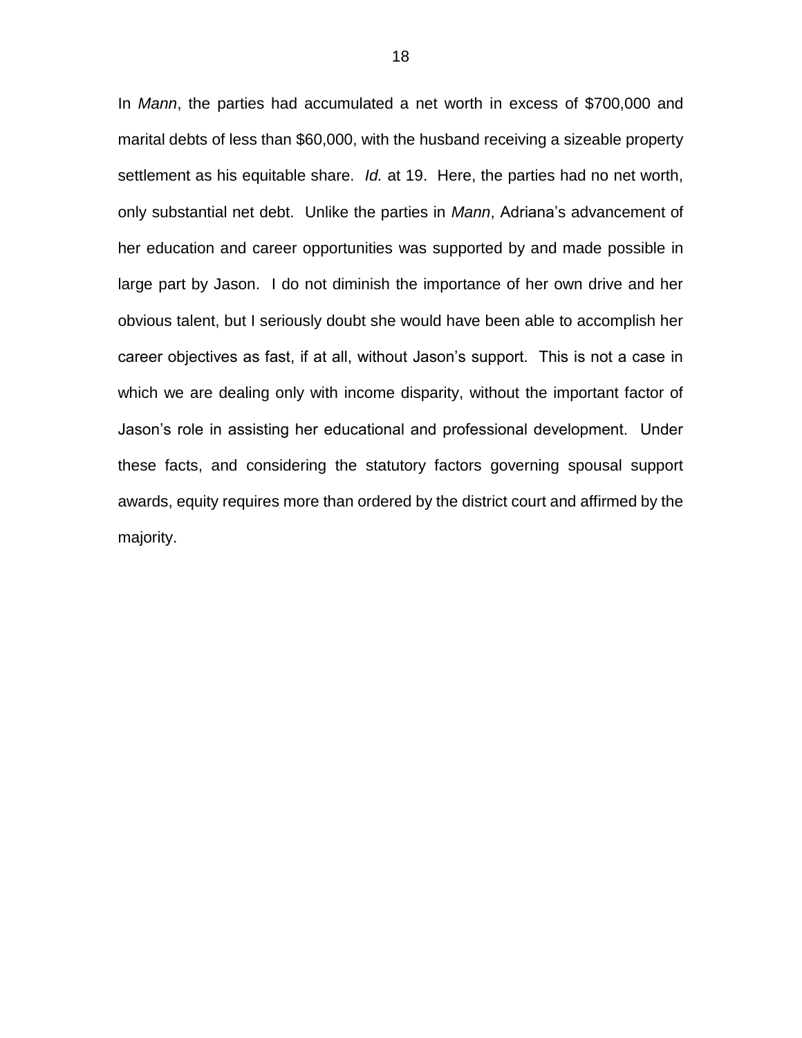In *Mann*, the parties had accumulated a net worth in excess of $700,000 and marital debts of less than $60,000, with the husband receiving a sizeable property settlement as his equitable share. *Id.* at 19. Here, the parties had no net worth, only substantial net debt. Unlike the parties in *Mann*, Adriana's advancement of her education and career opportunities was supported by and made possible in large part by Jason. I do not diminish the importance of her own drive and her obvious talent, but I seriously doubt she would have been able to accomplish her career objectives as fast, if at all, without Jason's support. This is not a case in which we are dealing only with income disparity, without the important factor of Jason's role in assisting her educational and professional development. Under these facts, and considering the statutory factors governing spousal support awards, equity requires more than ordered by the district court and affirmed by the majority.